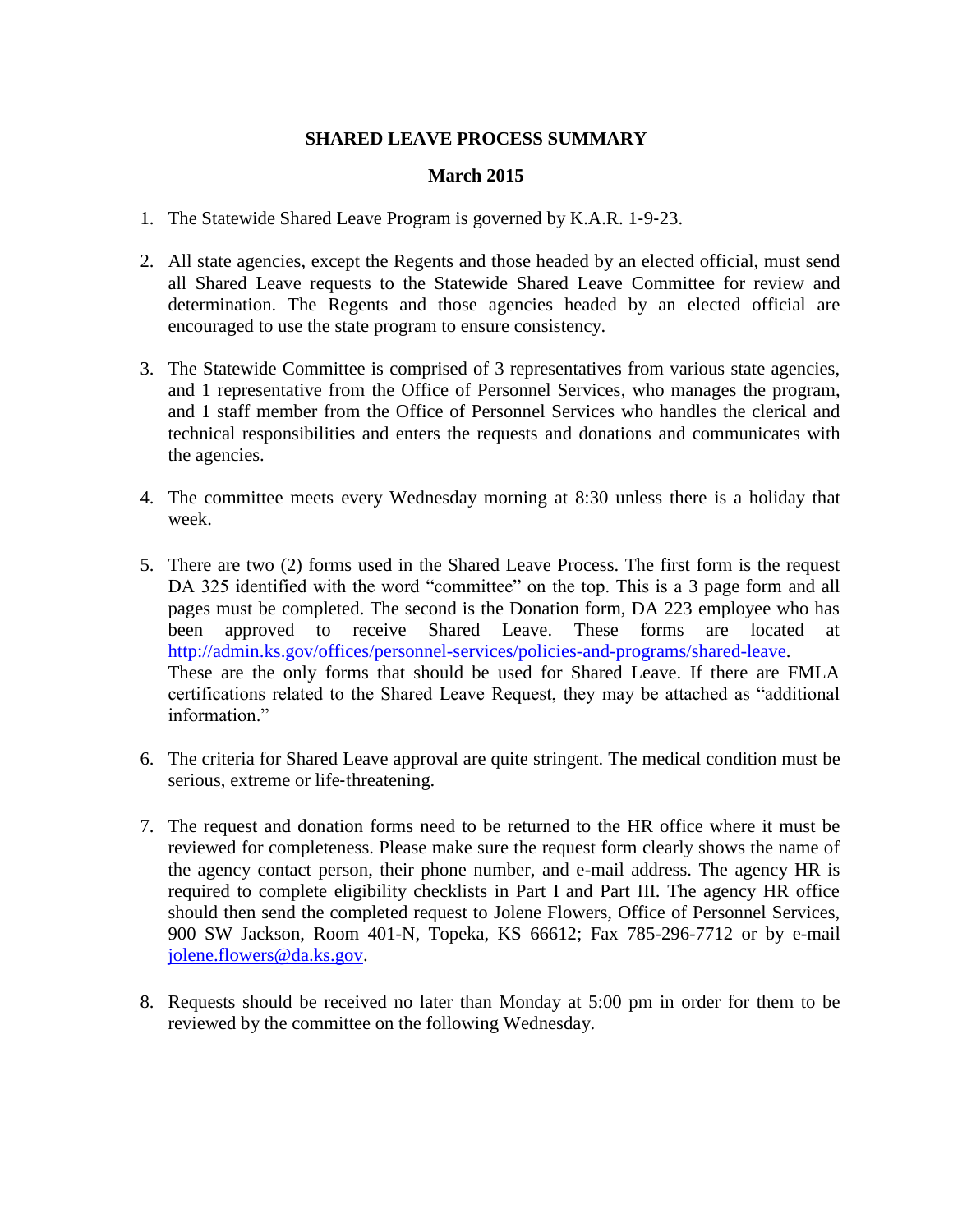# SHARED LEAVE PROCESS SUMMARY

## March 2015

1. The Statewide Shared Leave Program is governed by K.A.R. 1-9-23.

2. All state agencies, except the Regents and those headed by an elected official, must send all Shared Leave requests to the Statewide Shared Leave Committee for review and determination. The Regents and those agencies headed by an elected official are encouraged to use the state program to ensure consistency.

3. The Statewide Committee is comprised of 3 representatives from various state agencies, and 1 representative from the Office of Personnel Services, who manages the program, and 1 staff member from the Office of Personnel Services who handles the clerical and technical responsibilities and enters the requests and donations and communicates with the agencies.

4. The committee meets every Wednesday morning at 8:30 unless there is a holiday that week.

5. There are two (2) forms used in the Shared Leave Process. The first form is the request DA 325 identified with the word "committee" on the top. This is a 3 page form and all pages must be completed. The second is the Donation form, DA 223 employee who has been approved to receive Shared Leave. These forms are located at http://admin.ks.gov/offices/personnel-services/policies-and-programs/shared-leave. These are the only forms that should be used for Shared Leave. If there are FMLA certifications related to the Shared Leave Request, they may be attached as "additional information."

6. The criteria for Shared Leave approval are quite stringent. The medical condition must be serious, extreme or life-threatening.

7. The request and donation forms need to be returned to the HR office where it must be reviewed for completeness. Please make sure the request form clearly shows the name of the agency contact person, their phone number, and e-mail address. The agency HR is required to complete eligibility checklists in Part I and Part III. The agency HR office should then send the completed request to Jolene Flowers, Office of Personnel Services, 900 SW Jackson, Room 401-N, Topeka, KS 66612; Fax 785-296-7712 or by e-mail jolene.flowers@da.ks.gov.

8. Requests should be received no later than Monday at 5:00 pm in order for them to be reviewed by the committee on the following Wednesday.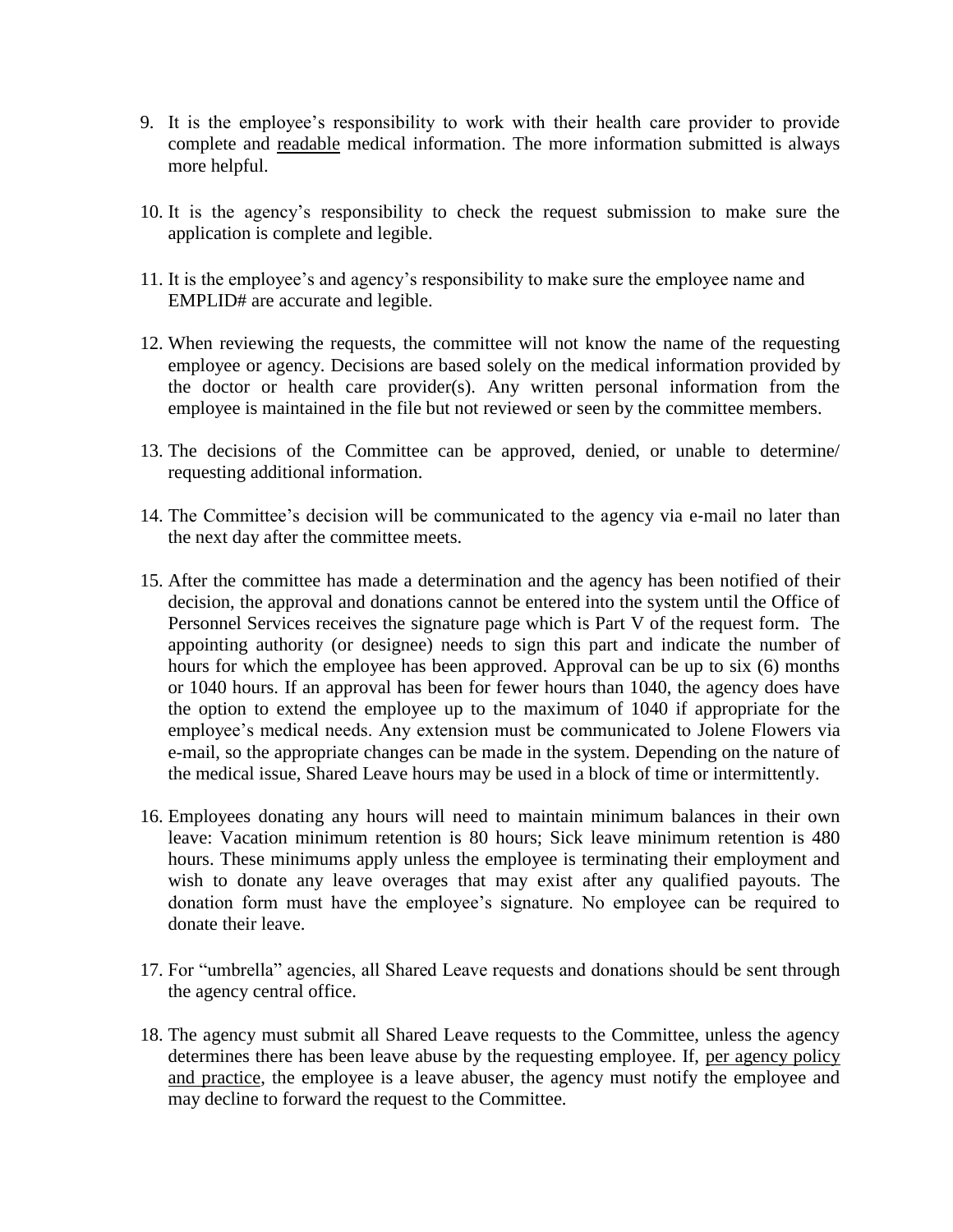9. It is the employee's responsibility to work with their health care provider to provide complete and <u>readable</u> medical information. The more information submitted is always more helpful.

10. It is the agency's responsibility to check the request submission to make sure the application is complete and legible.

11. It is the employee's and agency's responsibility to make sure the employee name and EMPLID# are accurate and legible.

12. When reviewing the requests, the committee will not know the name of the requesting employee or agency. Decisions are based solely on the medical information provided by the doctor or health care provider(s). Any written personal information from the employee is maintained in the file but not reviewed or seen by the committee members.

13. The decisions of the Committee can be approved, denied, or unable to determine/ requesting additional information.

14. The Committee's decision will be communicated to the agency via e-mail no later than the next day after the committee meets.

15. After the committee has made a determination and the agency has been notified of their decision, the approval and donations cannot be entered into the system until the Office of Personnel Services receives the signature page which is Part V of the request form. The appointing authority (or designee) needs to sign this part and indicate the number of hours for which the employee has been approved. Approval can be up to six (6) months or 1040 hours. If an approval has been for fewer hours than 1040, the agency does have the option to extend the employee up to the maximum of 1040 if appropriate for the employee's medical needs. Any extension must be communicated to Jolene Flowers via e-mail, so the appropriate changes can be made in the system. Depending on the nature of the medical issue, Shared Leave hours may be used in a block of time or intermittently.

16. Employees donating any hours will need to maintain minimum balances in their own leave: Vacation minimum retention is 80 hours; Sick leave minimum retention is 480 hours. These minimums apply unless the employee is terminating their employment and wish to donate any leave overages that may exist after any qualified payouts. The donation form must have the employee's signature. No employee can be required to donate their leave.

17. For "umbrella" agencies, all Shared Leave requests and donations should be sent through the agency central office.

18. The agency must submit all Shared Leave requests to the Committee, unless the agency determines there has been leave abuse by the requesting employee. If, <u>per agency policy and practice</u>, the employee is a leave abuser, the agency must notify the employee and may decline to forward the request to the Committee.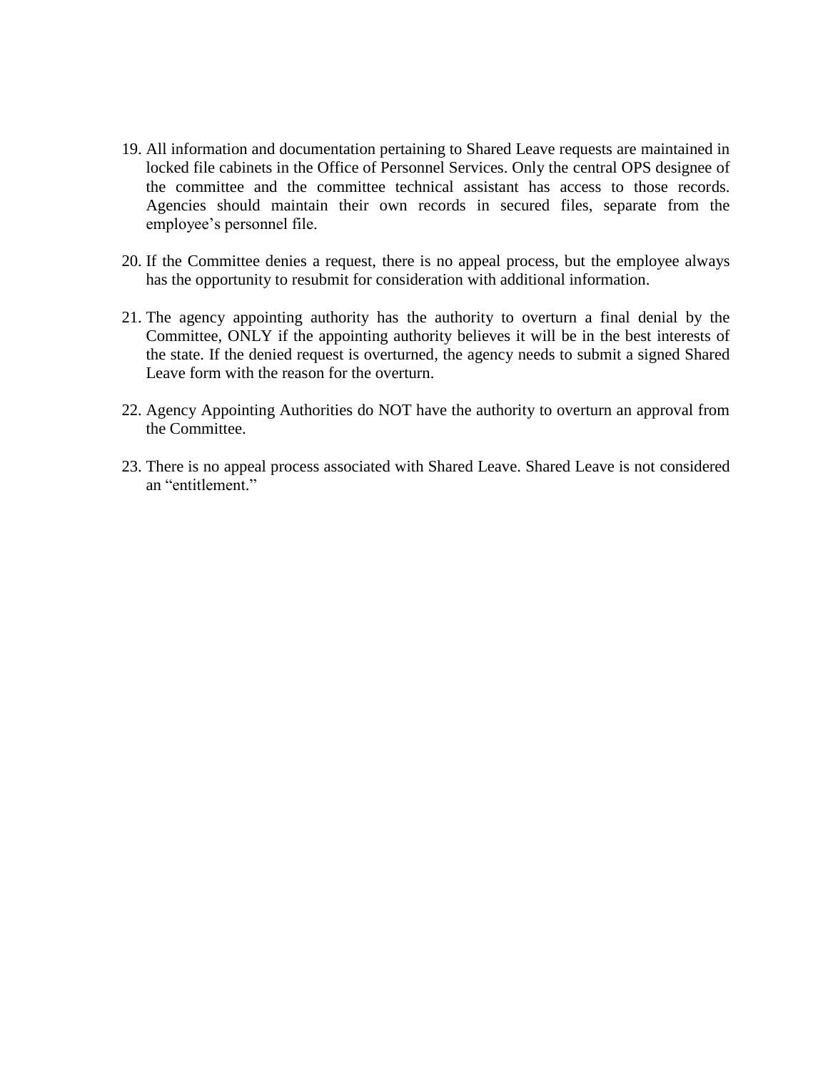19. All information and documentation pertaining to Shared Leave requests are maintained in locked file cabinets in the Office of Personnel Services. Only the central OPS designee of the committee and the committee technical assistant has access to those records. Agencies should maintain their own records in secured files, separate from the employee's personnel file.

20. If the Committee denies a request, there is no appeal process, but the employee always has the opportunity to resubmit for consideration with additional information.

21. The agency appointing authority has the authority to overturn a final denial by the Committee, ONLY if the appointing authority believes it will be in the best interests of the state. If the denied request is overturned, the agency needs to submit a signed Shared Leave form with the reason for the overturn.

22. Agency Appointing Authorities do NOT have the authority to overturn an approval from the Committee.

23. There is no appeal process associated with Shared Leave. Shared Leave is not considered an "entitlement."